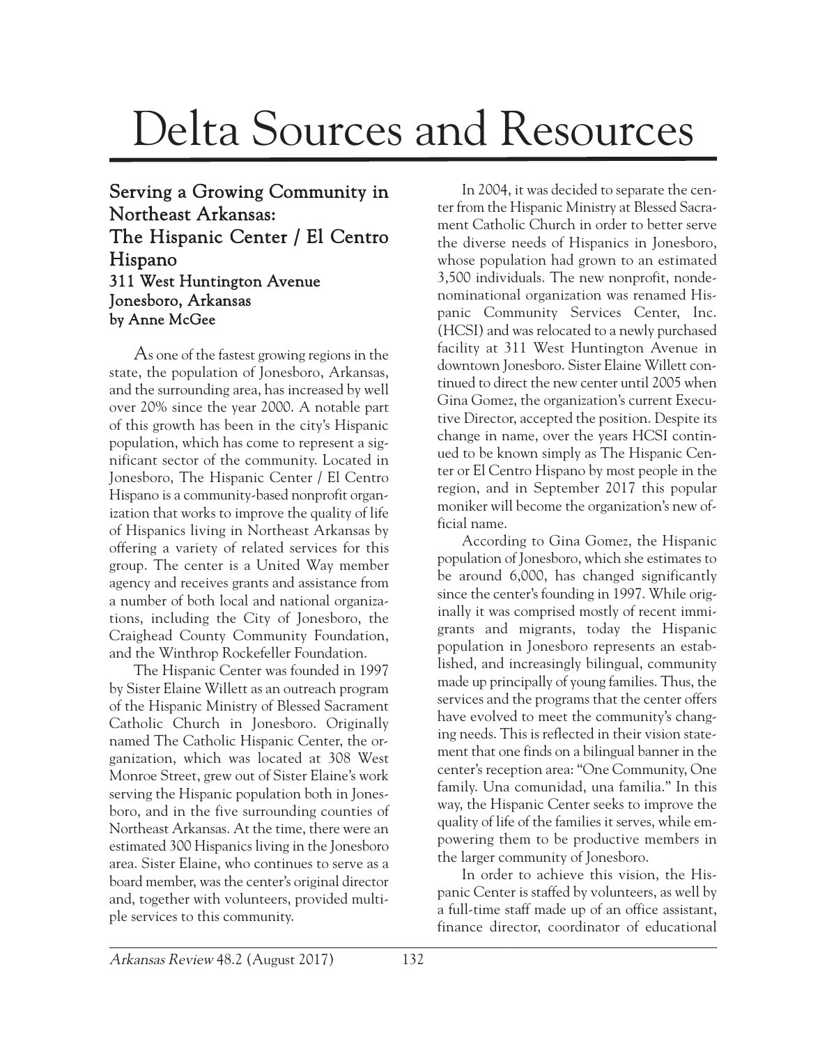# Delta Sources and Resources

## Serving a Growing Community in Northeast Arkansas: The Hispanic Center / El Centro Hispano

### 311 West Huntington Avenue Jonesboro, Arkansas

### by Anne McGee

As one of the fastest growing regions in the state, the population of Jonesboro, Arkansas, and the surrounding area, has increased by well over 20% since the year 2000. A notable part of this growth has been in the city's Hispanic population, which has come to represent a significant sector of the community. Located in Jonesboro, The Hispanic Center / El Centro Hispano is a community-based nonprofit organization that works to improve the quality of life of Hispanics living in Northeast Arkansas by offering a variety of related services for this group. The center is a United Way member agency and receives grants and assistance from a number of both local and national organizations, including the City of Jonesboro, the Craighead County Community Foundation, and the Winthrop Rockefeller Foundation.

The Hispanic Center was founded in 1997 by Sister Elaine Willett as an outreach program of the Hispanic Ministry of Blessed Sacrament Catholic Church in Jonesboro. Originally named The Catholic Hispanic Center, the organization, which was located at 308 West Monroe Street, grew out of Sister Elaine's work serving the Hispanic population both in Jonesboro, and in the five surrounding counties of Northeast Arkansas. At the time, there were an estimated 300 Hispanics living in the Jonesboro area. Sister Elaine, who continues to serve as a board member, was the center's original director and, together with volunteers, provided multiple services to this community.

In 2004, it was decided to separate the center from the Hispanic Ministry at Blessed Sacrament Catholic Church in order to better serve the diverse needs of Hispanics in Jonesboro, whose population had grown to an estimated 3,500 individuals. The new nonprofit, nondenominational organization was renamed Hispanic Community Services Center, Inc. (HCSI) and was relocated to a newly purchased facility at 311 West Huntington Avenue in downtown Jonesboro. Sister Elaine Willett continued to direct the new center until 2005 when Gina Gomez, the organization's current Executive Director, accepted the position. Despite its change in name, over the years HCSI continued to be known simply as The Hispanic Center or El Centro Hispano by most people in the region, and in September 2017 this popular moniker will become the organization's new official name.

According to Gina Gomez, the Hispanic population of Jonesboro, which she estimates to be around 6,000, has changed significantly since the center's founding in 1997. While originally it was comprised mostly of recent immigrants and migrants, today the Hispanic population in Jonesboro represents an established, and increasingly bilingual, community made up principally of young families. Thus, the services and the programs that the center offers have evolved to meet the community's changing needs. This is reflected in their vision statement that one finds on a bilingual banner in the center's reception area: "One Community, One family. Una comunidad, una familia." In this way, the Hispanic Center seeks to improve the quality of life of the families it serves, while empowering them to be productive members in the larger community of Jonesboro.

In order to achieve this vision, the Hispanic Center is staffed by volunteers, as well by a full-time staff made up of an office assistant, finance director, coordinator of educational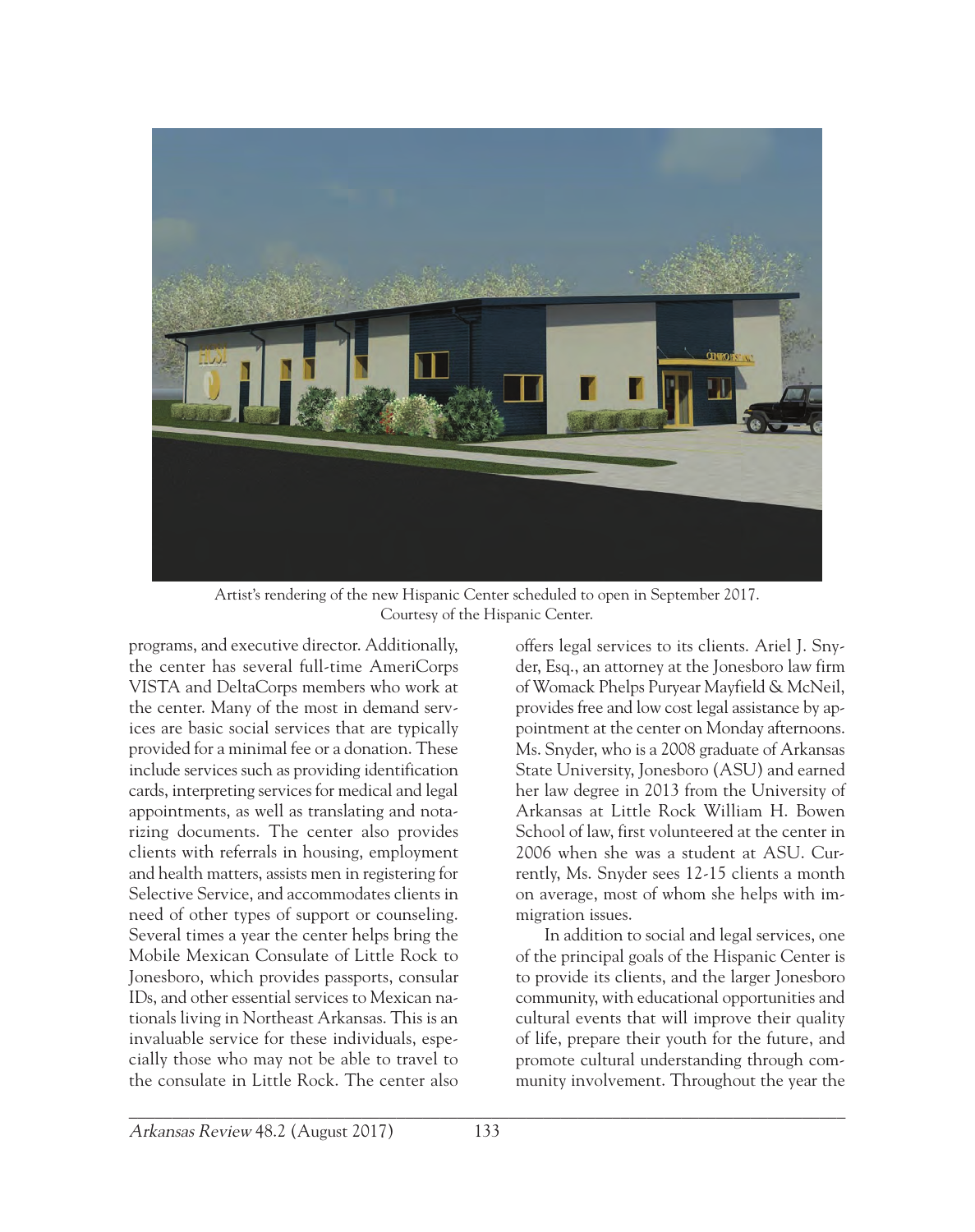Artist's rendering of the new Hispanic Center scheduled to open in September 2017. Courtesy of the Hispanic Center.

programs, and executive director. Additionally, the center has several full-time AmeriCorps VISTA and DeltaCorps members who work at the center. Many of the most in demand services are basic social services that are typically provided for a minimal fee or a donation. These include services such as providing identification cards, interpreting services for medical and legal appointments, as well as translating and notarizing documents. The center also provides clients with referrals in housing, employment and health matters, assists men in registering for Selective Service, and accommodates clients in need of other types of support or counseling. Several times a year the center helps bring the Mobile Mexican Consulate of Little Rock to Jonesboro, which provides passports, consular IDs, and other essential services to Mexican nationals living in Northeast Arkansas. This is an invaluable service for these individuals, especially those who may not be able to travel to the consulate in Little Rock. The center also offers legal services to its clients. Ariel J. Snyder, Esq., an attorney at the Jonesboro law firm of Womack Phelps Puryear Mayfield & McNeil, provides free and low cost legal assistance by appointment at the center on Monday afternoons. Ms. Snyder, who is a 2008 graduate of Arkansas State University, Jonesboro (ASU) and earned her law degree in 2013 from the University of Arkansas at Little Rock William H. Bowen School of law, first volunteered at the center in 2006 when she was a student at ASU. Currently, Ms. Snyder sees 12-15 clients a month on average, most of whom she helps with immigration issues.

In addition to social and legal services, one of the principal goals of the Hispanic Center is to provide its clients, and the larger Jonesboro community, with educational opportunities and cultural events that will improve their quality of life, prepare their youth for the future, and promote cultural understanding through community involvement. Throughout the year the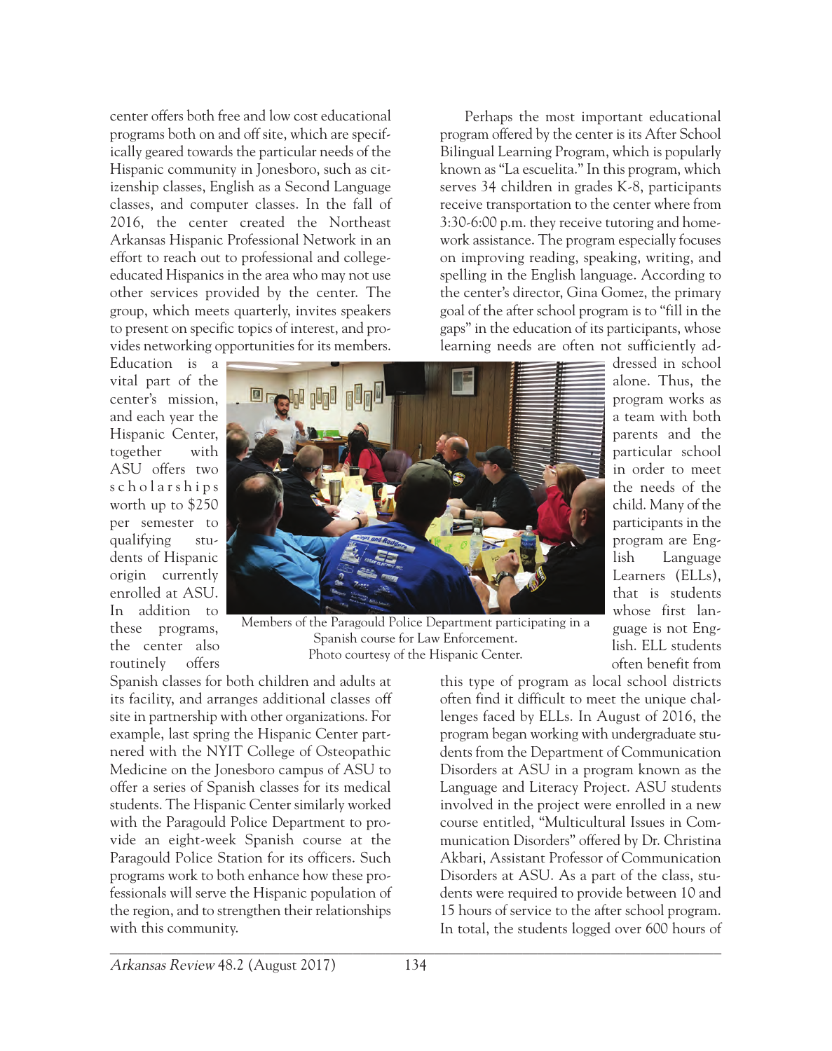center offers both free and low cost educational programs both on and off site, which are specifically geared towards the particular needs of the Hispanic community in Jonesboro, such as citizenship classes, English as a Second Language classes, and computer classes. In the fall of 2016, the center created the Northeast Arkansas Hispanic Professional Network in an effort to reach out to professional and college-educated Hispanics in the area who may not use other services provided by the center. The group, which meets quarterly, invites speakers to present on specific topics of interest, and provides networking opportunities for its members. Education is a vital part of the center's mission, and each year the Hispanic Center, together with ASU offers two scholarships worth up to $250 per semester to qualifying students of Hispanic origin currently enrolled at ASU. In addition to these programs, the center also routinely offers Spanish classes for both children and adults at its facility, and arranges additional classes off site in partnership with other organizations. For example, last spring the Hispanic Center partnered with the NYIT College of Osteopathic Medicine on the Jonesboro campus of ASU to offer a series of Spanish classes for its medical students. The Hispanic Center similarly worked with the Paragould Police Department to provide an eight-week Spanish course at the Paragould Police Station for its officers. Such programs work to both enhance how these professionals will serve the Hispanic population of the region, and to strengthen their relationships with this community.

Members of the Paragould Police Department participating in a Spanish course for Law Enforcement.
Photo courtesy of the Hispanic Center.

Perhaps the most important educational program offered by the center is its After School Bilingual Learning Program, which is popularly known as "La escuelita." In this program, which serves 34 children in grades K-8, participants receive transportation to the center where from 3:30-6:00 p.m. they receive tutoring and homework assistance. The program especially focuses on improving reading, speaking, writing, and spelling in the English language. According to the center's director, Gina Gomez, the primary goal of the after school program is to "fill in the gaps" in the education of its participants, whose learning needs are often not sufficiently addressed in school alone. Thus, the program works as a team with both parents and the particular school in order to meet the needs of the child. Many of the participants in the program are English Language Learners (ELLs), that is students whose first language is not English. ELL students often benefit from this type of program as local school districts often find it difficult to meet the unique challenges faced by ELLs. In August of 2016, the program began working with undergraduate students from the Department of Communication Disorders at ASU in a program known as the Language and Literacy Project. ASU students involved in the project were enrolled in a new course entitled, "Multicultural Issues in Communication Disorders" offered by Dr. Christina Akbari, Assistant Professor of Communication Disorders at ASU. As a part of the class, students were required to provide between 10 and 15 hours of service to the after school program. In total, the students logged over 600 hours of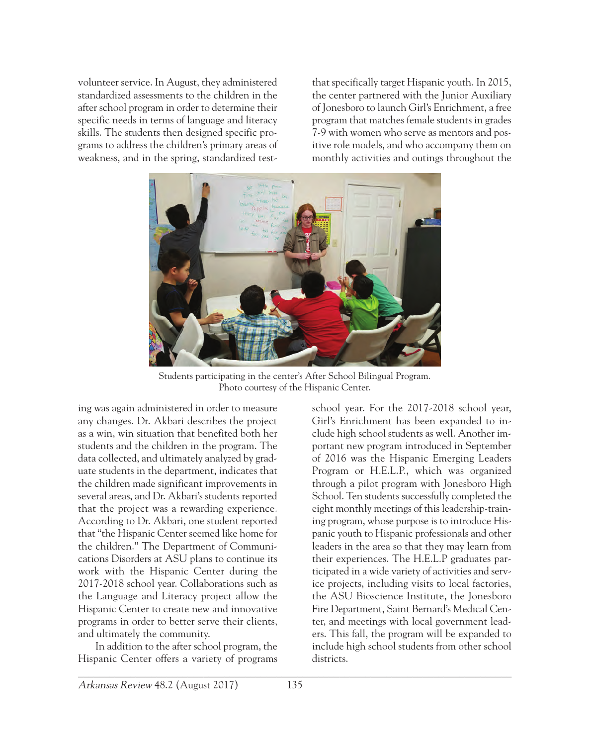volunteer service. In August, they administered standardized assessments to the children in the after school program in order to determine their specific needs in terms of language and literacy skills. The students then designed specific programs to address the children's primary areas of weakness, and in the spring, standardized testing was again administered in order to measure any changes. Dr. Akbari describes the project as a win, win situation that benefited both her students and the children in the program. The data collected, and ultimately analyzed by graduate students in the department, indicates that the children made significant improvements in several areas, and Dr. Akbari's students reported that the project was a rewarding experience. According to Dr. Akbari, one student reported that "the Hispanic Center seemed like home for the children." The Department of Communications Disorders at ASU plans to continue its work with the Hispanic Center during the 2017-2018 school year. Collaborations such as the Language and Literacy project allow the Hispanic Center to create new and innovative programs in order to better serve their clients, and ultimately the community.

Students participating in the center's After School Bilingual Program. Photo courtesy of the Hispanic Center.

In addition to the after school program, the Hispanic Center offers a variety of programs that specifically target Hispanic youth. In 2015, the center partnered with the Junior Auxiliary of Jonesboro to launch Girl's Enrichment, a free program that matches female students in grades 7-9 with women who serve as mentors and positive role models, and who accompany them on monthly activities and outings throughout the school year. For the 2017-2018 school year, Girl's Enrichment has been expanded to include high school students as well. Another important new program introduced in September of 2016 was the Hispanic Emerging Leaders Program or H.E.L.P., which was organized through a pilot program with Jonesboro High School. Ten students successfully completed the eight monthly meetings of this leadership-training program, whose purpose is to introduce Hispanic youth to Hispanic professionals and other leaders in the area so that they may learn from their experiences. The H.E.L.P graduates participated in a wide variety of activities and service projects, including visits to local factories, the ASU Bioscience Institute, the Jonesboro Fire Department, Saint Bernard's Medical Center, and meetings with local government leaders. This fall, the program will be expanded to include high school students from other school districts.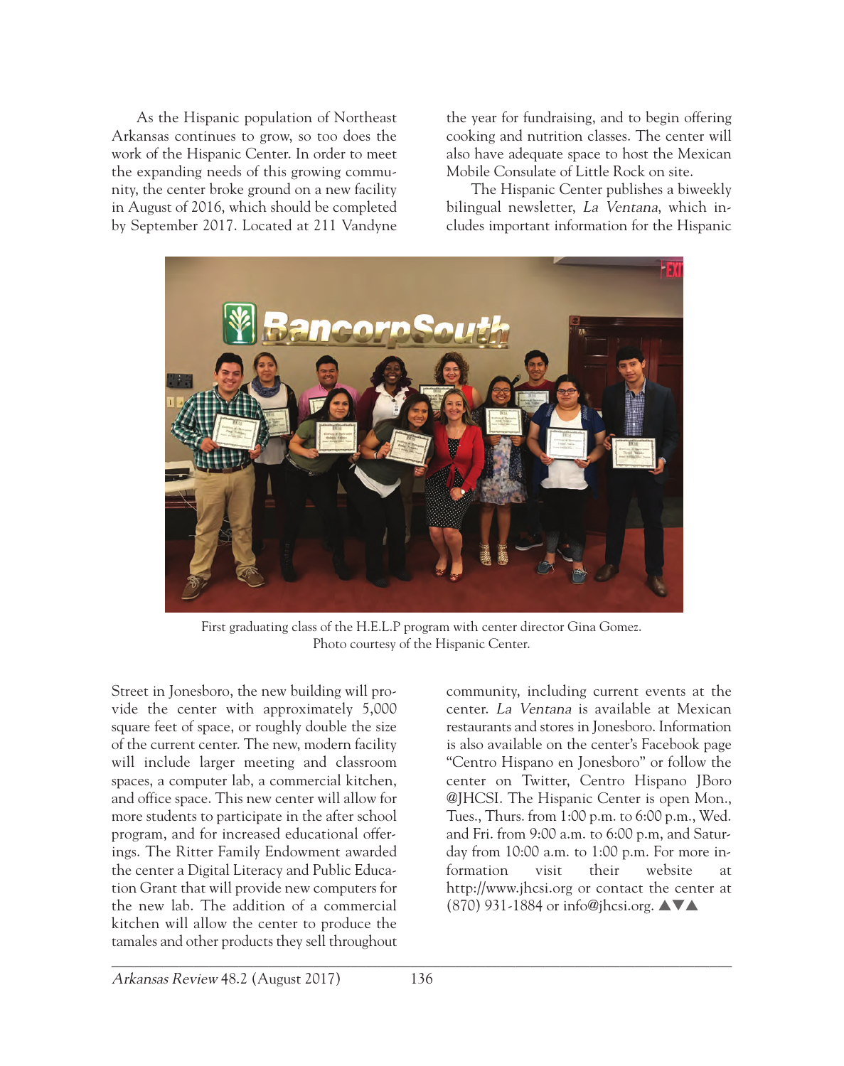As the Hispanic population of Northeast Arkansas continues to grow, so too does the work of the Hispanic Center. In order to meet the expanding needs of this growing community, the center broke ground on a new facility in August of 2016, which should be completed by September 2017. Located at 211 Vandyne Street in Jonesboro, the new building will provide the center with approximately 5,000 square feet of space, or roughly double the size of the current center. The new, modern facility will include larger meeting and classroom spaces, a computer lab, a commercial kitchen, and office space. This new center will allow for more students to participate in the after school program, and for increased educational offerings. The Ritter Family Endowment awarded the center a Digital Literacy and Public Education Grant that will provide new computers for the new lab. The addition of a commercial kitchen will allow the center to produce the tamales and other products they sell throughout the year for fundraising, and to begin offering cooking and nutrition classes. The center will also have adequate space to host the Mexican Mobile Consulate of Little Rock on site.

First graduating class of the H.E.L.P program with center director Gina Gomez. Photo courtesy of the Hispanic Center.

The Hispanic Center publishes a biweekly bilingual newsletter, *La Ventana*, which includes important information for the Hispanic community, including current events at the center. *La Ventana* is available at Mexican restaurants and stores in Jonesboro. Information is also available on the center's Facebook page "Centro Hispano en Jonesboro" or follow the center on Twitter, Centro Hispano JBoro @JHCSI. The Hispanic Center is open Mon., Tues., Thurs. from 1:00 p.m. to 6:00 p.m., Wed. and Fri. from 9:00 a.m. to 6:00 p.m, and Saturday from 10:00 a.m. to 1:00 p.m. For more information visit their website at http://www.jhcsi.org or contact the center at (870) 931-1884 or info@jhcsi.org. ▲▼▲